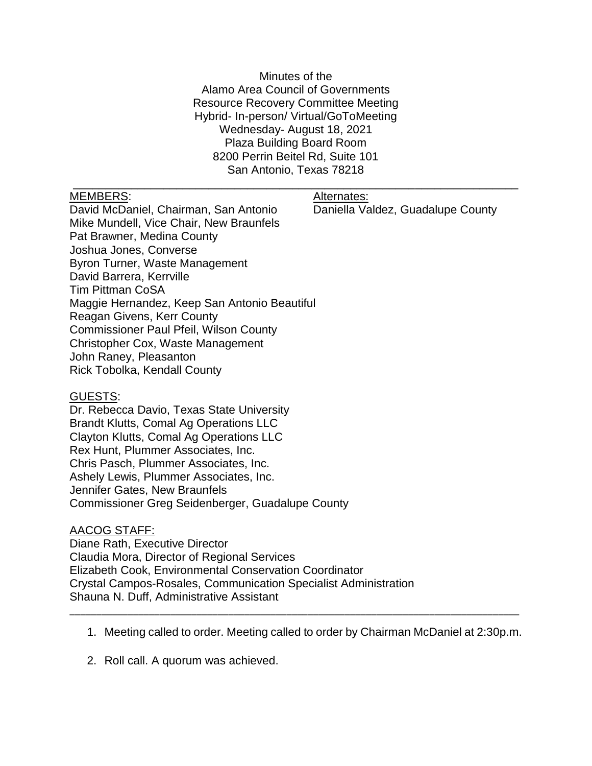Minutes of the
Alamo Area Council of Governments
Resource Recovery Committee Meeting
Hybrid- In-person/ Virtual/GoToMeeting
Wednesday- August 18, 2021
Plaza Building Board Room
8200 Perrin Beitel Rd, Suite 101
San Antonio, Texas 78218

---

MEMBERS:

David McDaniel, Chairman, San Antonio
Mike Mundell, Vice Chair, New Braunfels
Pat Brawner, Medina County
Joshua Jones, Converse
Byron Turner, Waste Management
David Barrera, Kerrville
Tim Pittman CoSA
Maggie Hernandez, Keep San Antonio Beautiful
Reagan Givens, Kerr County
Commissioner Paul Pfeil, Wilson County
Christopher Cox, Waste Management
John Raney, Pleasanton
Rick Tobolka, Kendall County

Alternates:

Daniella Valdez, Guadalupe County

GUESTS:

Dr. Rebecca Davio, Texas State University
Brandt Klutts, Comal Ag Operations LLC
Clayton Klutts, Comal Ag Operations LLC
Rex Hunt, Plummer Associates, Inc.
Chris Pasch, Plummer Associates, Inc.
Ashely Lewis, Plummer Associates, Inc.
Jennifer Gates, New Braunfels
Commissioner Greg Seidenberger, Guadalupe County

AACOG STAFF:

Diane Rath, Executive Director
Claudia Mora, Director of Regional Services
Elizabeth Cook, Environmental Conservation Coordinator
Crystal Campos-Rosales, Communication Specialist Administration
Shauna N. Duff, Administrative Assistant

---

1. Meeting called to order. Meeting called to order by Chairman McDaniel at 2:30p.m.

2. Roll call. A quorum was achieved.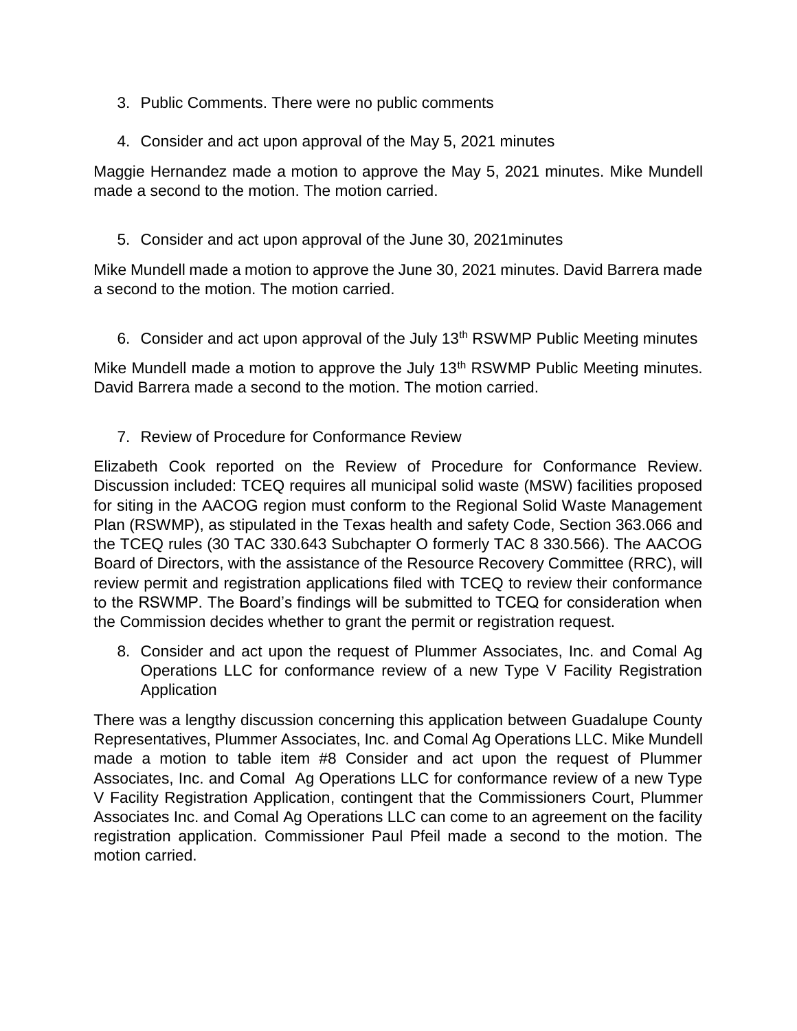3. Public Comments. There were no public comments

4. Consider and act upon approval of the May 5, 2021 minutes

Maggie Hernandez made a motion to approve the May 5, 2021 minutes. Mike Mundell made a second to the motion. The motion carried.

5. Consider and act upon approval of the June 30, 2021minutes

Mike Mundell made a motion to approve the June 30, 2021 minutes. David Barrera made a second to the motion. The motion carried.

6. Consider and act upon approval of the July 13th RSWMP Public Meeting minutes

Mike Mundell made a motion to approve the July 13th RSWMP Public Meeting minutes. David Barrera made a second to the motion. The motion carried.

7. Review of Procedure for Conformance Review

Elizabeth Cook reported on the Review of Procedure for Conformance Review. Discussion included: TCEQ requires all municipal solid waste (MSW) facilities proposed for siting in the AACOG region must conform to the Regional Solid Waste Management Plan (RSWMP), as stipulated in the Texas health and safety Code, Section 363.066 and the TCEQ rules (30 TAC 330.643 Subchapter O formerly TAC 8 330.566). The AACOG Board of Directors, with the assistance of the Resource Recovery Committee (RRC), will review permit and registration applications filed with TCEQ to review their conformance to the RSWMP. The Board's findings will be submitted to TCEQ for consideration when the Commission decides whether to grant the permit or registration request.

8. Consider and act upon the request of Plummer Associates, Inc. and Comal Ag Operations LLC for conformance review of a new Type V Facility Registration Application

There was a lengthy discussion concerning this application between Guadalupe County Representatives, Plummer Associates, Inc. and Comal Ag Operations LLC. Mike Mundell made a motion to table item #8 Consider and act upon the request of Plummer Associates, Inc. and Comal Ag Operations LLC for conformance review of a new Type V Facility Registration Application, contingent that the Commissioners Court, Plummer Associates Inc. and Comal Ag Operations LLC can come to an agreement on the facility registration application. Commissioner Paul Pfeil made a second to the motion. The motion carried.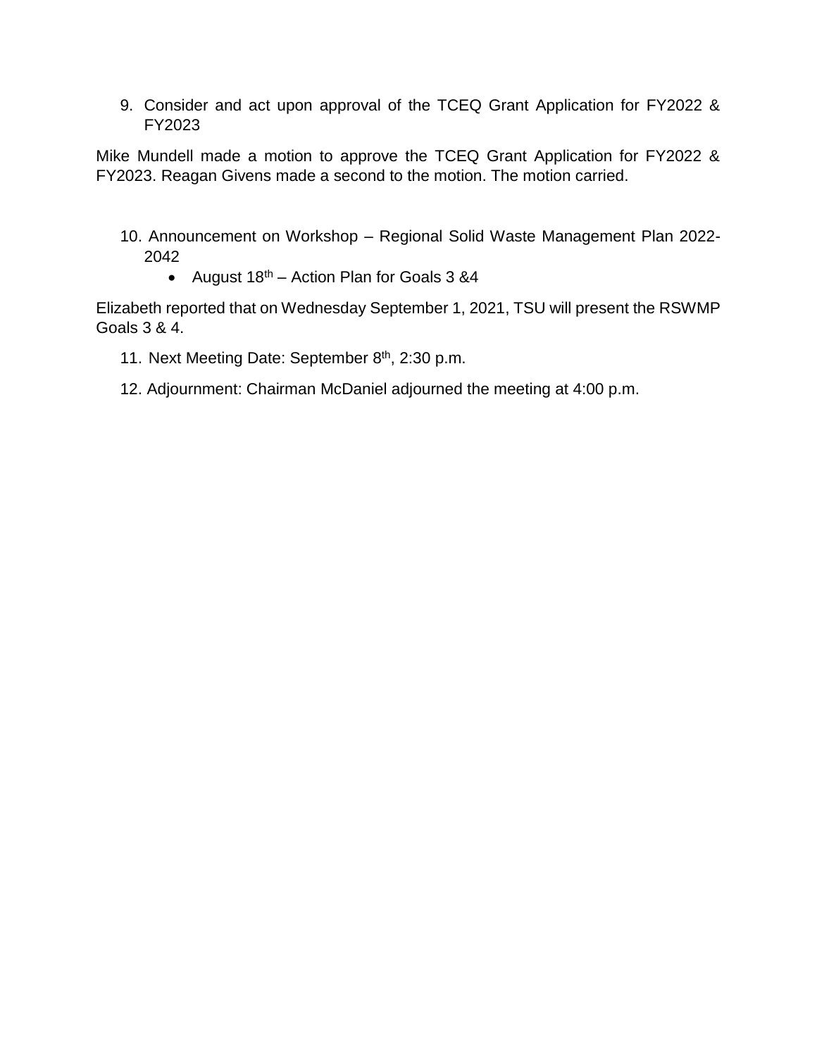9. Consider and act upon approval of the TCEQ Grant Application for FY2022 & FY2023

Mike Mundell made a motion to approve the TCEQ Grant Application for FY2022 & FY2023. Reagan Givens made a second to the motion. The motion carried.

10. Announcement on Workshop – Regional Solid Waste Management Plan 2022-2042
    - August 18th – Action Plan for Goals 3 &4

Elizabeth reported that on Wednesday September 1, 2021, TSU will present the RSWMP Goals 3 & 4.

11. Next Meeting Date: September 8th, 2:30 p.m.

12. Adjournment: Chairman McDaniel adjourned the meeting at 4:00 p.m.